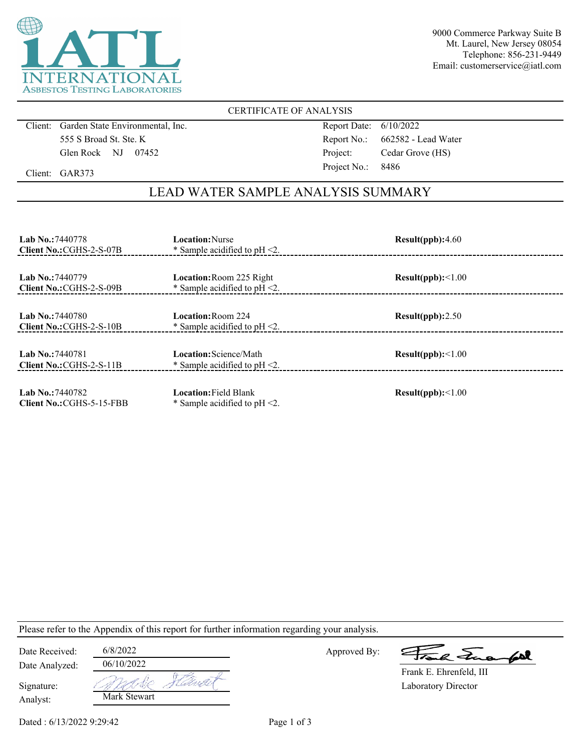# iATL INTERNATIONAL ASBESTOS TESTING LABORATORIES

9000 Commerce Parkway Suite B
Mt. Laurel, New Jersey 08054
Telephone: 856-231-9449
Email: customerservice@iatl.com

## CERTIFICATE OF ANALYSIS

| | | | |
|---|---|---|---|
| Client: | Garden State Environmental, Inc. | Report Date: | 6/10/2022 |
| | 555 S Broad St. Ste. K | Report No.: | 662582 - Lead Water |
| | Glen Rock NJ 07452 | Project: | Cedar Grove (HS) |
| Client: | GAR373 | Project No.: | 8486 |

## LEAD WATER SAMPLE ANALYSIS SUMMARY

| Lab No. / Client No. | Location | Result(ppb) |
|---|---|---|
| **Lab No.:**7440778<br>**Client No.:**CGHS-2-S-07B | **Location:**Nurse<br>* Sample acidified to pH <2. | **Result(ppb):**4.60 |
| **Lab No.:**7440779<br>**Client No.:**CGHS-2-S-09B | **Location:**Room 225 Right<br>* Sample acidified to pH <2. | **Result(ppb):**<1.00 |
| **Lab No.:**7440780<br>**Client No.:**CGHS-2-S-10B | **Location:**Room 224<br>* Sample acidified to pH <2. | **Result(ppb):**2.50 |
| **Lab No.:**7440781<br>**Client No.:**CGHS-2-S-11B | **Location:**Science/Math<br>* Sample acidified to pH <2. | **Result(ppb):**<1.00 |
| **Lab No.:**7440782<br>**Client No.:**CGHS-5-15-FBB | **Location:**Field Blank<br>* Sample acidified to pH <2. | **Result(ppb):**<1.00 |

Please refer to the Appendix of this report for further information regarding your analysis.

Date Received: 6/8/2022
Date Analyzed: 06/10/2022
Signature: Mark Stewart
Analyst: Mark Stewart

Approved By: Frank E. Ehrenfeld, III
Laboratory Director

Dated : 6/13/2022 9:29:42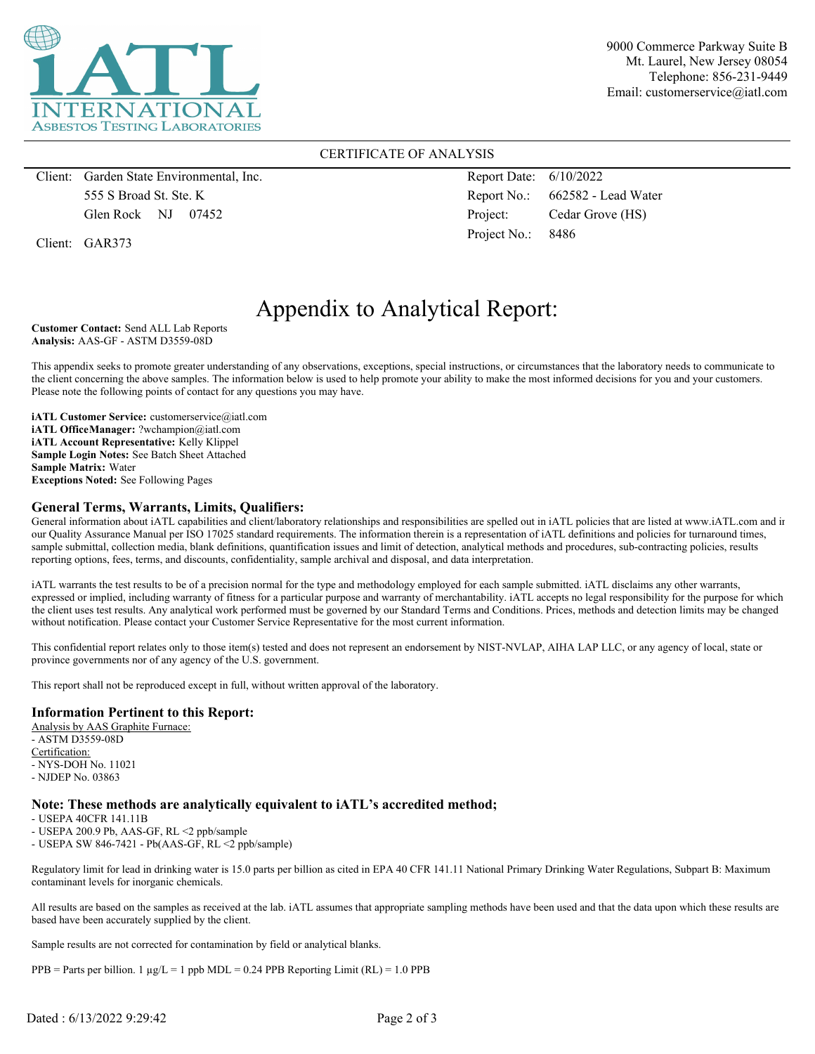iATL INTERNATIONAL ASBESTOS TESTING LABORATORIES

9000 Commerce Parkway Suite B
Mt. Laurel, New Jersey 08054
Telephone: 856-231-9449
Email: customerservice@iatl.com

CERTIFICATE OF ANALYSIS

| | | | |
|---|---|---|---|
| Client: | Garden State Environmental, Inc. | Report Date: | 6/10/2022 |
| | 555 S Broad St. Ste. K | Report No.: | 662582 - Lead Water |
| | Glen Rock NJ 07452 | Project: | Cedar Grove (HS) |
| Client: | GAR373 | Project No.: | 8486 |

# Appendix to Analytical Report:

**Customer Contact:** Send ALL Lab Reports
**Analysis:** AAS-GF - ASTM D3559-08D

This appendix seeks to promote greater understanding of any observations, exceptions, special instructions, or circumstances that the laboratory needs to communicate to the client concerning the above samples. The information below is used to help promote your ability to make the most informed decisions for you and your customers. Please note the following points of contact for any questions you may have.

**iATL Customer Service:** customerservice@iatl.com
**iATL OfficeManager:** ?wchampion@iatl.com
**iATL Account Representative:** Kelly Klippel
**Sample Login Notes:** See Batch Sheet Attached
**Sample Matrix:** Water
**Exceptions Noted:** See Following Pages

## General Terms, Warrants, Limits, Qualifiers:

General information about iATL capabilities and client/laboratory relationships and responsibilities are spelled out in iATL policies that are listed at www.iATL.com and in our Quality Assurance Manual per ISO 17025 standard requirements. The information therein is a representation of iATL definitions and policies for turnaround times, sample submittal, collection media, blank definitions, quantification issues and limit of detection, analytical methods and procedures, sub-contracting policies, results reporting options, fees, terms, and discounts, confidentiality, sample archival and disposal, and data interpretation.

iATL warrants the test results to be of a precision normal for the type and methodology employed for each sample submitted. iATL disclaims any other warrants, expressed or implied, including warranty of fitness for a particular purpose and warranty of merchantability. iATL accepts no legal responsibility for the purpose for which the client uses test results. Any analytical work performed must be governed by our Standard Terms and Conditions. Prices, methods and detection limits may be changed without notification. Please contact your Customer Service Representative for the most current information.

This confidential report relates only to those item(s) tested and does not represent an endorsement by NIST-NVLAP, AIHA LAP LLC, or any agency of local, state or province governments nor of any agency of the U.S. government.

This report shall not be reproduced except in full, without written approval of the laboratory.

## Information Pertinent to this Report:

Analysis by AAS Graphite Furnace:
- ASTM D3559-08D

Certification:
- NYS-DOH No. 11021
- NJDEP No. 03863

## Note: These methods are analytically equivalent to iATL's accredited method;

- USEPA 40CFR 141.11B
- USEPA 200.9 Pb, AAS-GF, RL <2 ppb/sample
- USEPA SW 846-7421 - Pb(AAS-GF, RL <2 ppb/sample)

Regulatory limit for lead in drinking water is 15.0 parts per billion as cited in EPA 40 CFR 141.11 National Primary Drinking Water Regulations, Subpart B: Maximum contaminant levels for inorganic chemicals.

All results are based on the samples as received at the lab. iATL assumes that appropriate sampling methods have been used and that the data upon which these results are based have been accurately supplied by the client.

Sample results are not corrected for contamination by field or analytical blanks.

PPB = Parts per billion. 1 μg/L = 1 ppb MDL = 0.24 PPB Reporting Limit (RL) = 1.0 PPB

Dated : 6/13/2022 9:29:42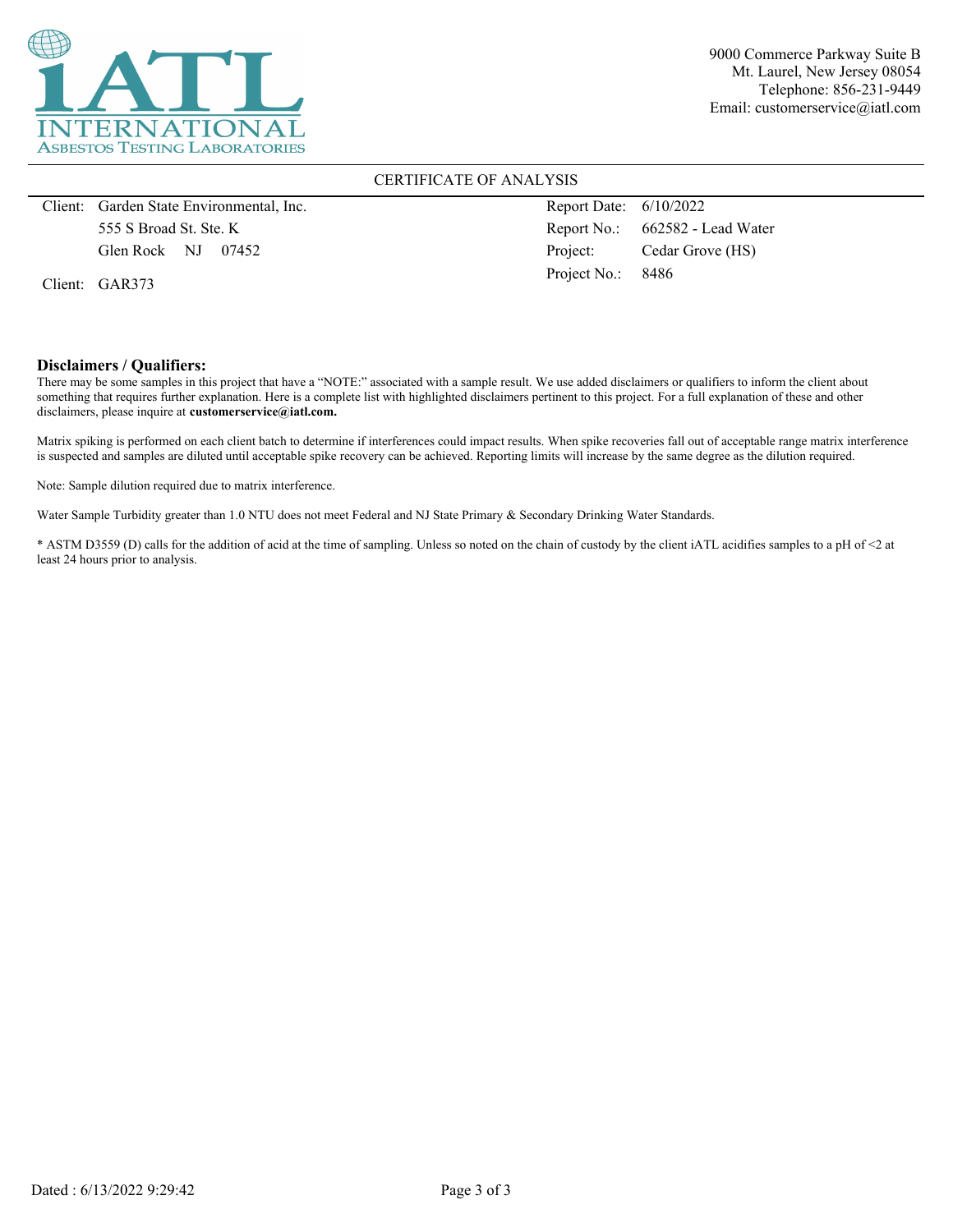iATL INTERNATIONAL ASBESTOS TESTING LABORATORIES

9000 Commerce Parkway Suite B
Mt. Laurel, New Jersey 08054
Telephone: 856-231-9449
Email: customerservice@iatl.com

CERTIFICATE OF ANALYSIS

| | | | |
|---|---|---|---|
| Client: | Garden State Environmental, Inc. | Report Date: | 6/10/2022 |
| | 555 S Broad St. Ste. K | Report No.: | 662582 - Lead Water |
| | Glen Rock NJ 07452 | Project: | Cedar Grove (HS) |
| Client: | GAR373 | Project No.: | 8486 |

**Disclaimers / Qualifiers:**

There may be some samples in this project that have a “NOTE:” associated with a sample result. We use added disclaimers or qualifiers to inform the client about something that requires further explanation. Here is a complete list with highlighted disclaimers pertinent to this project. For a full explanation of these and other disclaimers, please inquire at **customerservice@iatl.com.**

Matrix spiking is performed on each client batch to determine if interferences could impact results. When spike recoveries fall out of acceptable range matrix interference is suspected and samples are diluted until acceptable spike recovery can be achieved. Reporting limits will increase by the same degree as the dilution required.

Note: Sample dilution required due to matrix interference.

Water Sample Turbidity greater than 1.0 NTU does not meet Federal and NJ State Primary & Secondary Drinking Water Standards.

* ASTM D3559 (D) calls for the addition of acid at the time of sampling. Unless so noted on the chain of custody by the client iATL acidifies samples to a pH of <2 at least 24 hours prior to analysis.

Dated : 6/13/2022 9:29:42